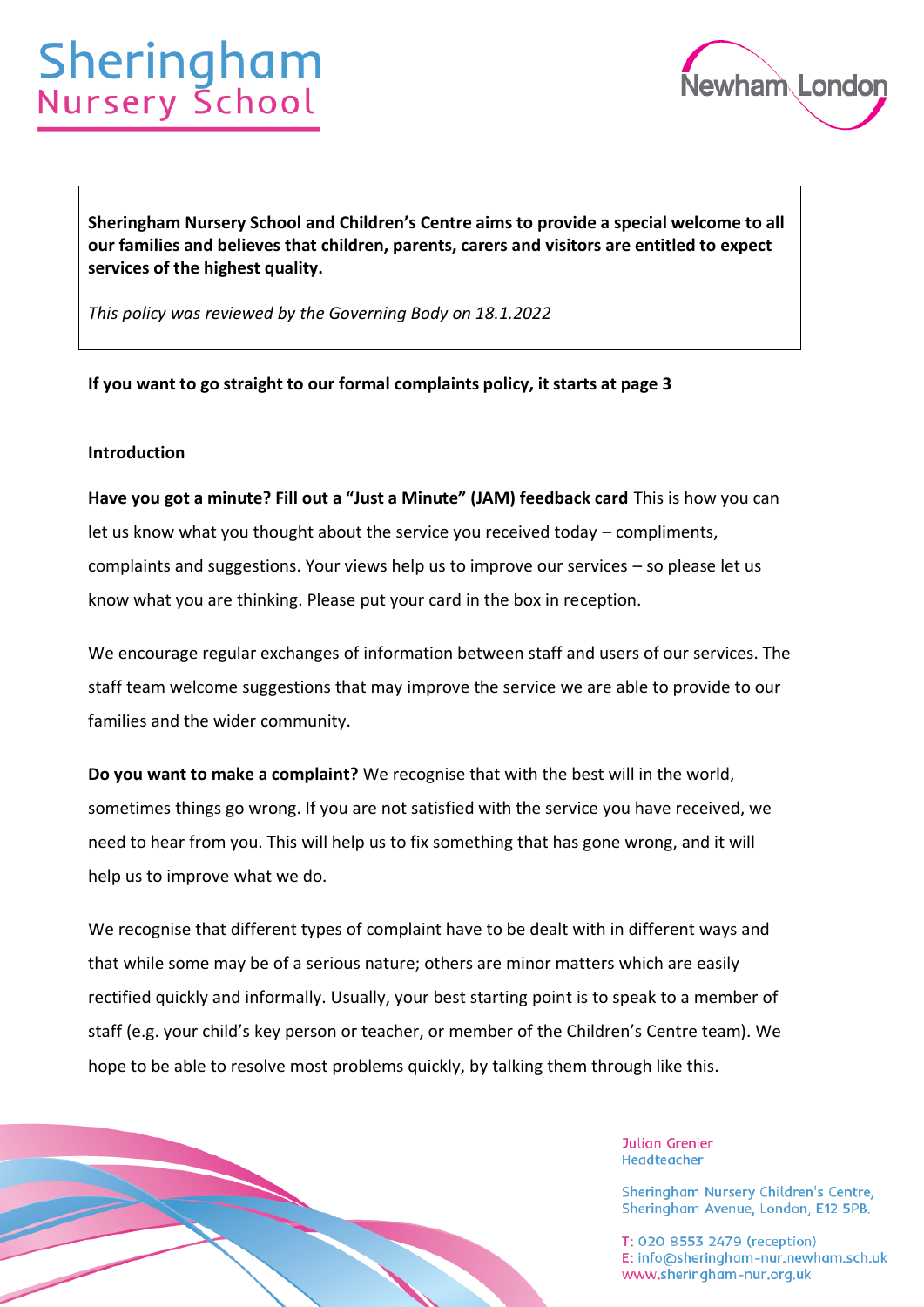# Sheringham Nursery School

**Sheringham Nursery School and Children's Centre aims to provide a special welcome to all our families and believes that children, parents, carers and visitors are entitled to expect services of the highest quality.**

*This policy was reviewed by the Governing Body on 18.1.2022*

**If you want to go straight to our formal complaints policy, it starts at page 3**

**Introduction**

**Have you got a minute? Fill out a "Just a Minute" (JAM) feedback card** This is how you can let us know what you thought about the service you received today – compliments, complaints and suggestions. Your views help us to improve our services – so please let us know what you are thinking. Please put your card in the box in reception.

We encourage regular exchanges of information between staff and users of our services. The staff team welcome suggestions that may improve the service we are able to provide to our families and the wider community.

**Do you want to make a complaint?** We recognise that with the best will in the world, sometimes things go wrong. If you are not satisfied with the service you have received, we need to hear from you. This will help us to fix something that has gone wrong, and it will help us to improve what we do.

We recognise that different types of complaint have to be dealt with in different ways and that while some may be of a serious nature; others are minor matters which are easily rectified quickly and informally. Usually, your best starting point is to speak to a member of staff (e.g. your child's key person or teacher, or member of the Children's Centre team). We hope to be able to resolve most problems quickly, by talking them through like this.

Julian Grenier
Headteacher

Sheringham Nursery Children's Centre,
Sheringham Avenue, London, E12 5PB.

T: 020 8553 2479 (reception)
E: info@sheringham-nur.newham.sch.uk
www.sheringham-nur.org.uk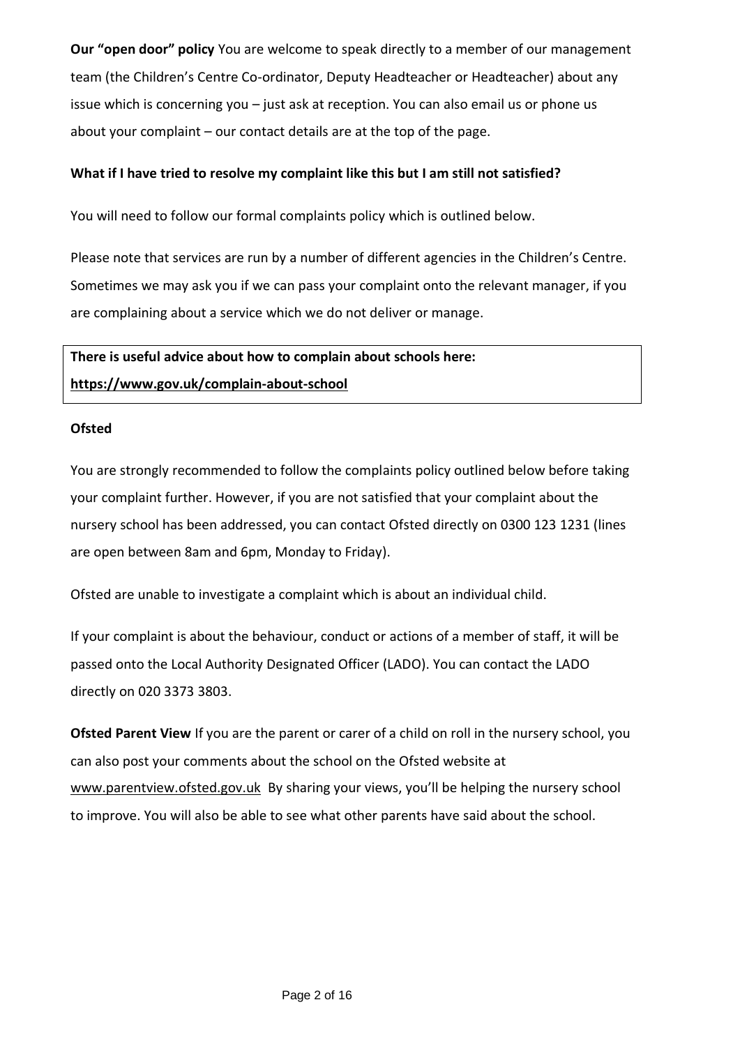**Our "open door" policy** You are welcome to speak directly to a member of our management team (the Children's Centre Co-ordinator, Deputy Headteacher or Headteacher) about any issue which is concerning you – just ask at reception. You can also email us or phone us about your complaint – our contact details are at the top of the page.

**What if I have tried to resolve my complaint like this but I am still not satisfied?**

You will need to follow our formal complaints policy which is outlined below.

Please note that services are run by a number of different agencies in the Children's Centre. Sometimes we may ask you if we can pass your complaint onto the relevant manager, if you are complaining about a service which we do not deliver or manage.

**There is useful advice about how to complain about schools here:**
**https://www.gov.uk/complain-about-school**

**Ofsted**

You are strongly recommended to follow the complaints policy outlined below before taking your complaint further. However, if you are not satisfied that your complaint about the nursery school has been addressed, you can contact Ofsted directly on 0300 123 1231 (lines are open between 8am and 6pm, Monday to Friday).

Ofsted are unable to investigate a complaint which is about an individual child.

If your complaint is about the behaviour, conduct or actions of a member of staff, it will be passed onto the Local Authority Designated Officer (LADO). You can contact the LADO directly on 020 3373 3803.

**Ofsted Parent View** If you are the parent or carer of a child on roll in the nursery school, you can also post your comments about the school on the Ofsted website at www.parentview.ofsted.gov.uk By sharing your views, you'll be helping the nursery school to improve. You will also be able to see what other parents have said about the school.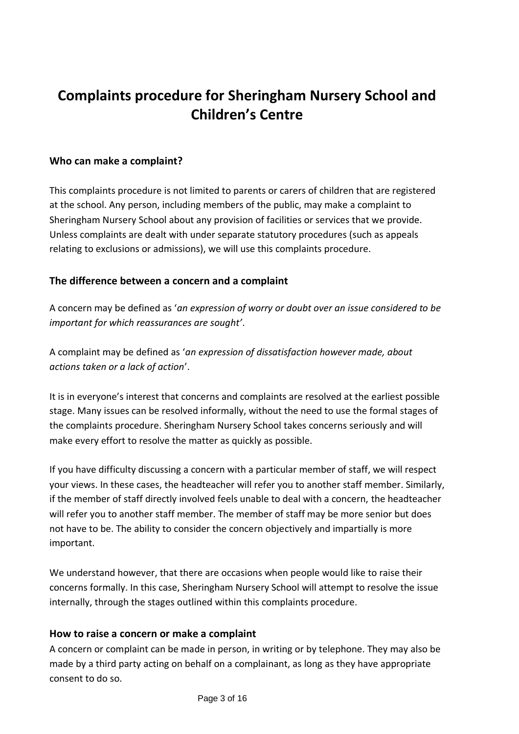# Complaints procedure for Sheringham Nursery School and Children's Centre

### Who can make a complaint?

This complaints procedure is not limited to parents or carers of children that are registered at the school. Any person, including members of the public, may make a complaint to Sheringham Nursery School about any provision of facilities or services that we provide. Unless complaints are dealt with under separate statutory procedures (such as appeals relating to exclusions or admissions), we will use this complaints procedure.

### The difference between a concern and a complaint

A concern may be defined as '*an expression of worry or doubt over an issue considered to be important for which reassurances are sought'*.

A complaint may be defined as '*an expression of dissatisfaction however made, about actions taken or a lack of action*'.

It is in everyone's interest that concerns and complaints are resolved at the earliest possible stage. Many issues can be resolved informally, without the need to use the formal stages of the complaints procedure. Sheringham Nursery School takes concerns seriously and will make every effort to resolve the matter as quickly as possible.

If you have difficulty discussing a concern with a particular member of staff, we will respect your views. In these cases, the headteacher will refer you to another staff member. Similarly, if the member of staff directly involved feels unable to deal with a concern, the headteacher will refer you to another staff member. The member of staff may be more senior but does not have to be. The ability to consider the concern objectively and impartially is more important.

We understand however, that there are occasions when people would like to raise their concerns formally. In this case, Sheringham Nursery School will attempt to resolve the issue internally, through the stages outlined within this complaints procedure.

### How to raise a concern or make a complaint

A concern or complaint can be made in person, in writing or by telephone. They may also be made by a third party acting on behalf on a complainant, as long as they have appropriate consent to do so.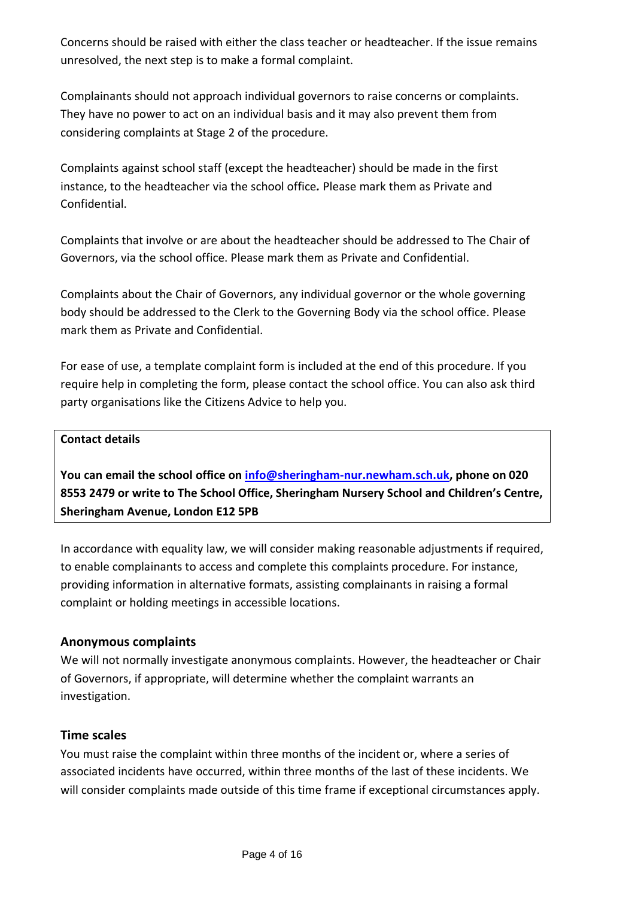Concerns should be raised with either the class teacher or headteacher. If the issue remains unresolved, the next step is to make a formal complaint.

Complainants should not approach individual governors to raise concerns or complaints. They have no power to act on an individual basis and it may also prevent them from considering complaints at Stage 2 of the procedure.

Complaints against school staff (except the headteacher) should be made in the first instance, to the headteacher via the school office*.* Please mark them as Private and Confidential.

Complaints that involve or are about the headteacher should be addressed to The Chair of Governors, via the school office. Please mark them as Private and Confidential.

Complaints about the Chair of Governors, any individual governor or the whole governing body should be addressed to the Clerk to the Governing Body via the school office. Please mark them as Private and Confidential.

For ease of use, a template complaint form is included at the end of this procedure. If you require help in completing the form, please contact the school office. You can also ask third party organisations like the Citizens Advice to help you.

| **Contact details**<br><br>**You can email the school office on [info@sheringham-nur.newham.sch.uk](mailto:info@sheringham-nur.newham.sch.uk), phone on 020 8553 2479 or write to The School Office, Sheringham Nursery School and Children's Centre, Sheringham Avenue, London E12 5PB** |
|---|

In accordance with equality law, we will consider making reasonable adjustments if required, to enable complainants to access and complete this complaints procedure. For instance, providing information in alternative formats, assisting complainants in raising a formal complaint or holding meetings in accessible locations.

### Anonymous complaints

We will not normally investigate anonymous complaints. However, the headteacher or Chair of Governors, if appropriate, will determine whether the complaint warrants an investigation.

### Time scales

You must raise the complaint within three months of the incident or, where a series of associated incidents have occurred, within three months of the last of these incidents. We will consider complaints made outside of this time frame if exceptional circumstances apply.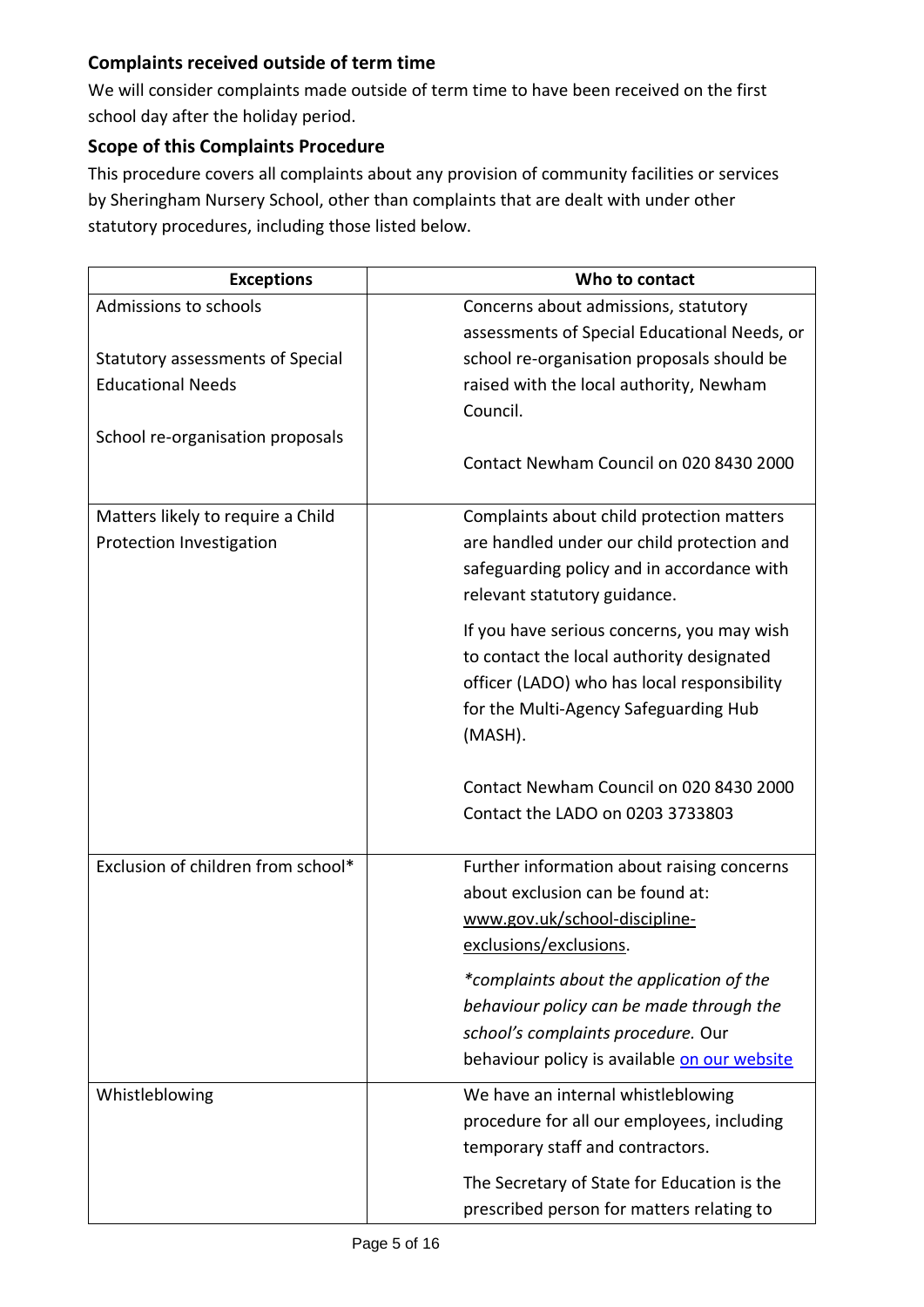### Complaints received outside of term time

We will consider complaints made outside of term time to have been received on the first school day after the holiday period.

### Scope of this Complaints Procedure

This procedure covers all complaints about any provision of community facilities or services by Sheringham Nursery School, other than complaints that are dealt with under other statutory procedures, including those listed below.

| Exceptions | Who to contact |
|---|---|
| Admissions to schools<br><br>Statutory assessments of Special Educational Needs<br><br>School re-organisation proposals | Concerns about admissions, statutory assessments of Special Educational Needs, or school re-organisation proposals should be raised with the local authority, Newham Council.<br><br>Contact Newham Council on 020 8430 2000 |
| Matters likely to require a Child Protection Investigation | Complaints about child protection matters are handled under our child protection and safeguarding policy and in accordance with relevant statutory guidance.<br><br>If you have serious concerns, you may wish to contact the local authority designated officer (LADO) who has local responsibility for the Multi-Agency Safeguarding Hub (MASH).<br><br>Contact Newham Council on 020 8430 2000<br>Contact the LADO on 0203 3733803 |
| Exclusion of children from school* | Further information about raising concerns about exclusion can be found at: www.gov.uk/school-discipline-exclusions/exclusions.<br><br>*\*complaints about the application of the behaviour policy can be made through the school's complaints procedure.* Our behaviour policy is available on our website |
| Whistleblowing | We have an internal whistleblowing procedure for all our employees, including temporary staff and contractors.<br><br>The Secretary of State for Education is the prescribed person for matters relating to |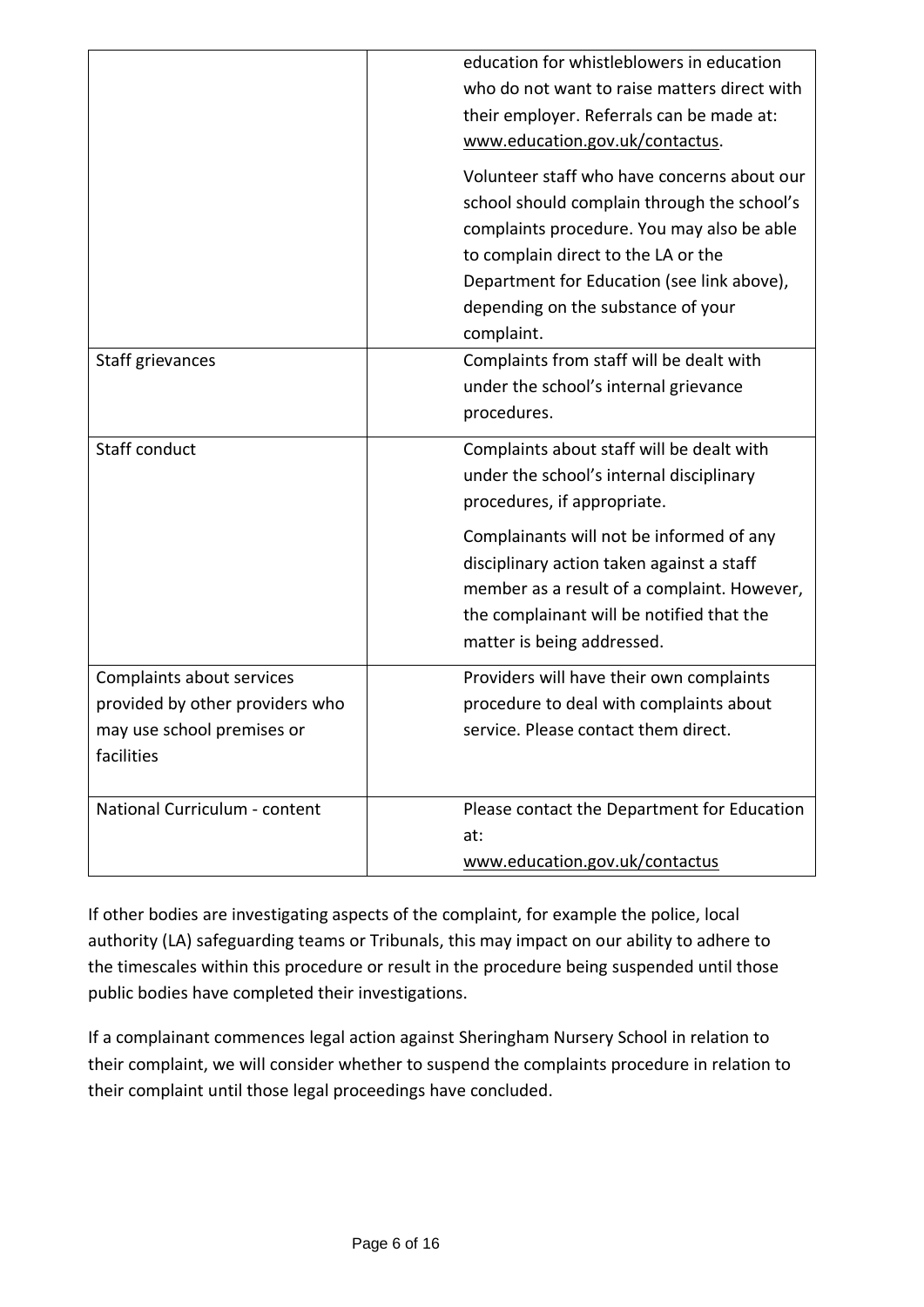| | |
|---|---|
| | education for whistleblowers in education who do not want to raise matters direct with their employer. Referrals can be made at: www.education.gov.uk/contactus.<br><br>Volunteer staff who have concerns about our school should complain through the school's complaints procedure. You may also be able to complain direct to the LA or the Department for Education (see link above), depending on the substance of your complaint. |
| Staff grievances | Complaints from staff will be dealt with under the school's internal grievance procedures. |
| Staff conduct | Complaints about staff will be dealt with under the school's internal disciplinary procedures, if appropriate.<br><br>Complainants will not be informed of any disciplinary action taken against a staff member as a result of a complaint. However, the complainant will be notified that the matter is being addressed. |
| Complaints about services provided by other providers who may use school premises or facilities | Providers will have their own complaints procedure to deal with complaints about service. Please contact them direct. |
| National Curriculum - content | Please contact the Department for Education at:<br>www.education.gov.uk/contactus |

If other bodies are investigating aspects of the complaint, for example the police, local authority (LA) safeguarding teams or Tribunals, this may impact on our ability to adhere to the timescales within this procedure or result in the procedure being suspended until those public bodies have completed their investigations.

If a complainant commences legal action against Sheringham Nursery School in relation to their complaint, we will consider whether to suspend the complaints procedure in relation to their complaint until those legal proceedings have concluded.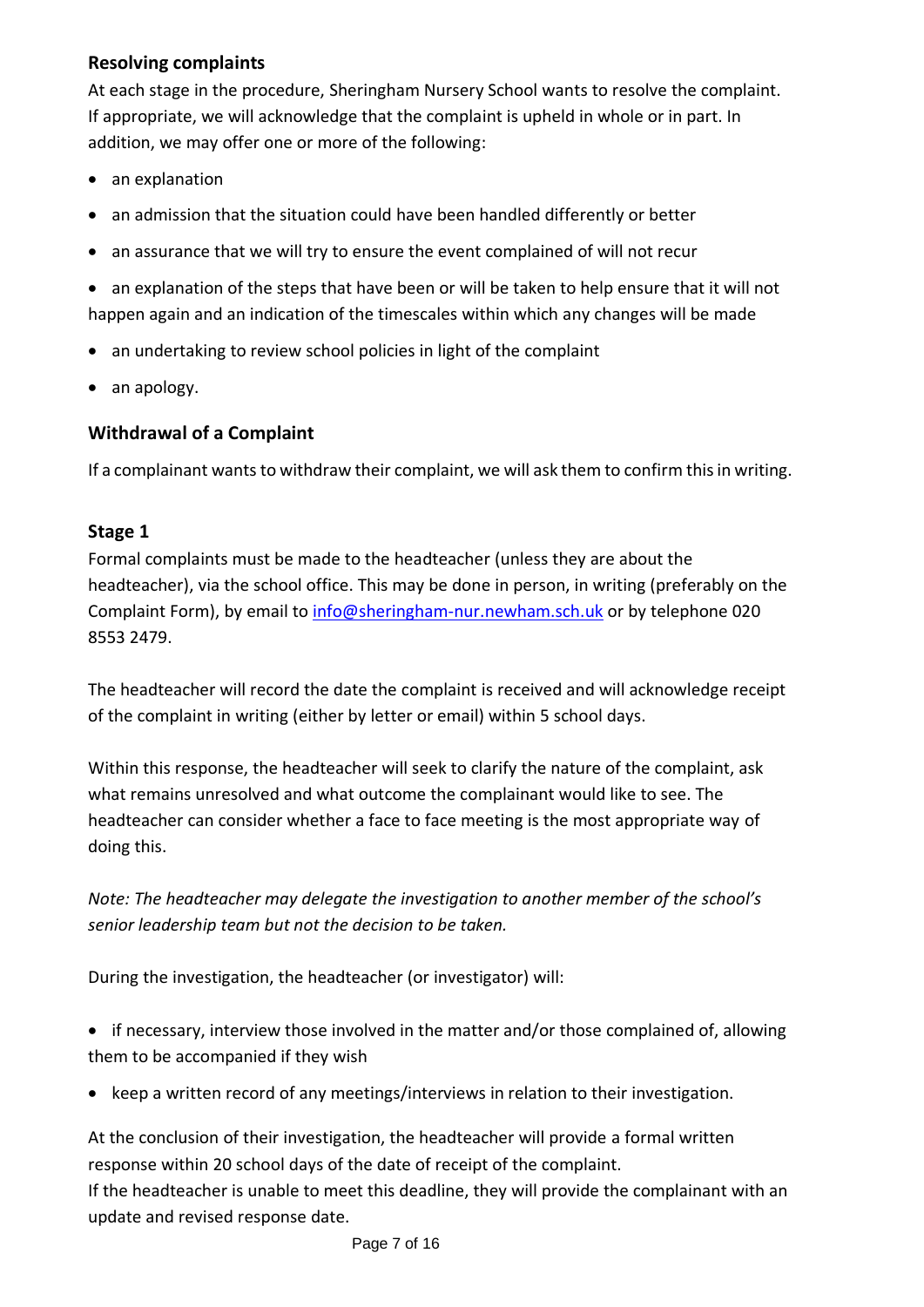### Resolving complaints

At each stage in the procedure, Sheringham Nursery School wants to resolve the complaint. If appropriate, we will acknowledge that the complaint is upheld in whole or in part. In addition, we may offer one or more of the following:

- an explanation
- an admission that the situation could have been handled differently or better
- an assurance that we will try to ensure the event complained of will not recur
- an explanation of the steps that have been or will be taken to help ensure that it will not happen again and an indication of the timescales within which any changes will be made
- an undertaking to review school policies in light of the complaint
- an apology.

### Withdrawal of a Complaint

If a complainant wants to withdraw their complaint, we will ask them to confirm this in writing.

### Stage 1

Formal complaints must be made to the headteacher (unless they are about the headteacher), via the school office. This may be done in person, in writing (preferably on the Complaint Form), by email to info@sheringham-nur.newham.sch.uk or by telephone 020 8553 2479.

The headteacher will record the date the complaint is received and will acknowledge receipt of the complaint in writing (either by letter or email) within 5 school days.

Within this response, the headteacher will seek to clarify the nature of the complaint, ask what remains unresolved and what outcome the complainant would like to see. The headteacher can consider whether a face to face meeting is the most appropriate way of doing this.

*Note: The headteacher may delegate the investigation to another member of the school's senior leadership team but not the decision to be taken.*

During the investigation, the headteacher (or investigator) will:

- if necessary, interview those involved in the matter and/or those complained of, allowing them to be accompanied if they wish
- keep a written record of any meetings/interviews in relation to their investigation.

At the conclusion of their investigation, the headteacher will provide a formal written response within 20 school days of the date of receipt of the complaint.
If the headteacher is unable to meet this deadline, they will provide the complainant with an update and revised response date.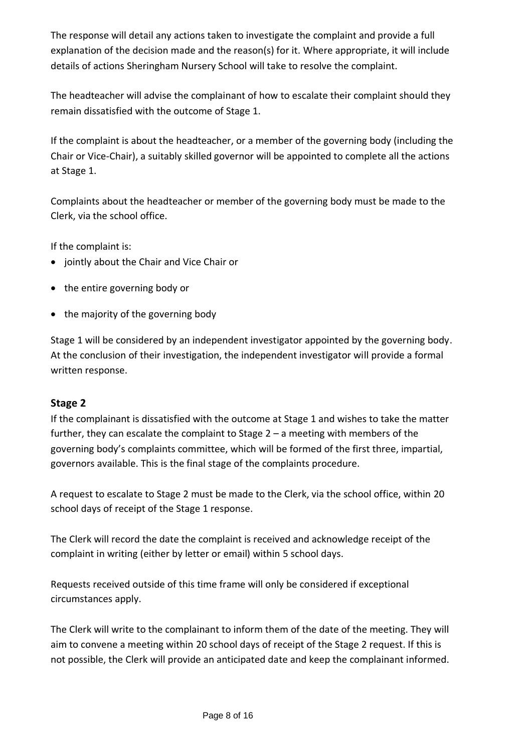The response will detail any actions taken to investigate the complaint and provide a full explanation of the decision made and the reason(s) for it. Where appropriate, it will include details of actions Sheringham Nursery School will take to resolve the complaint.

The headteacher will advise the complainant of how to escalate their complaint should they remain dissatisfied with the outcome of Stage 1.

If the complaint is about the headteacher, or a member of the governing body (including the Chair or Vice-Chair), a suitably skilled governor will be appointed to complete all the actions at Stage 1.

Complaints about the headteacher or member of the governing body must be made to the Clerk, via the school office.

If the complaint is:

- jointly about the Chair and Vice Chair or
- the entire governing body or
- the majority of the governing body

Stage 1 will be considered by an independent investigator appointed by the governing body. At the conclusion of their investigation, the independent investigator will provide a formal written response.

### Stage 2

If the complainant is dissatisfied with the outcome at Stage 1 and wishes to take the matter further, they can escalate the complaint to Stage 2 – a meeting with members of the governing body's complaints committee, which will be formed of the first three, impartial, governors available. This is the final stage of the complaints procedure.

A request to escalate to Stage 2 must be made to the Clerk, via the school office, within 20 school days of receipt of the Stage 1 response.

The Clerk will record the date the complaint is received and acknowledge receipt of the complaint in writing (either by letter or email) within 5 school days.

Requests received outside of this time frame will only be considered if exceptional circumstances apply.

The Clerk will write to the complainant to inform them of the date of the meeting. They will aim to convene a meeting within 20 school days of receipt of the Stage 2 request. If this is not possible, the Clerk will provide an anticipated date and keep the complainant informed.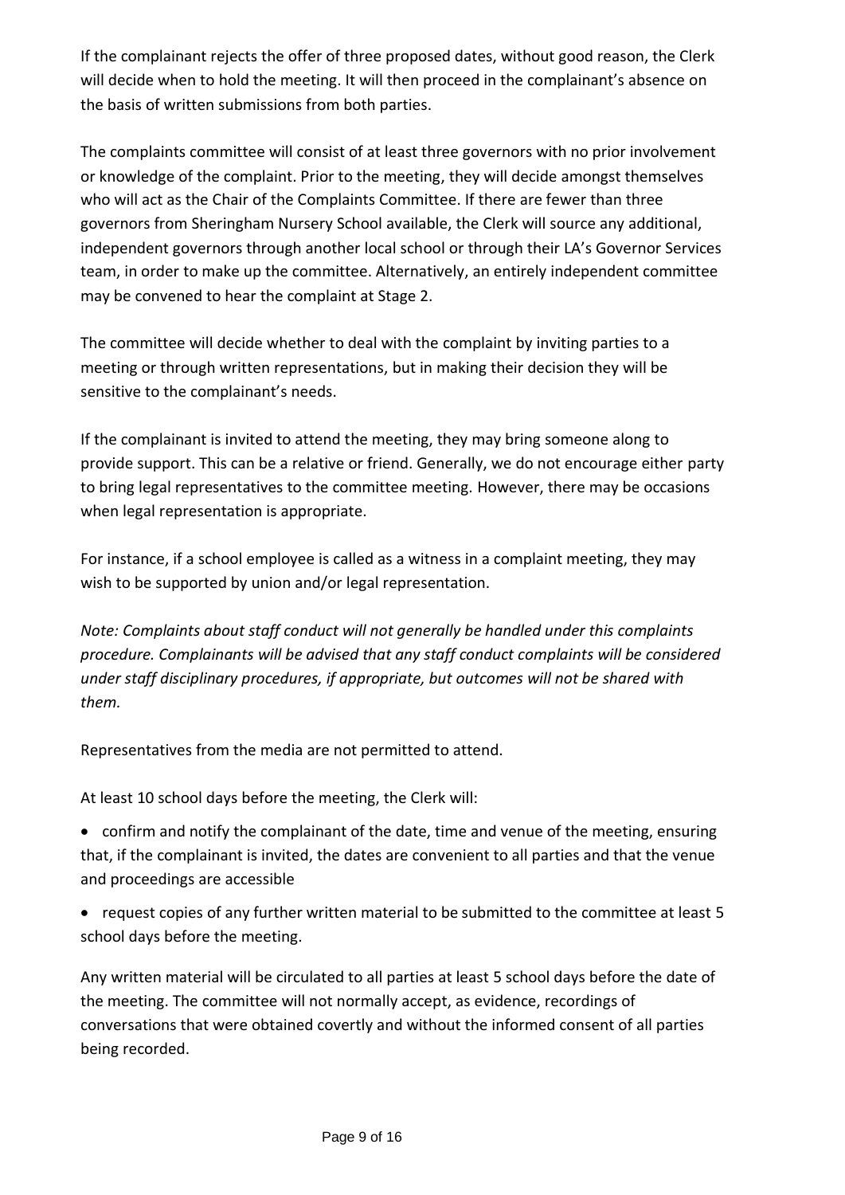If the complainant rejects the offer of three proposed dates, without good reason, the Clerk will decide when to hold the meeting. It will then proceed in the complainant's absence on the basis of written submissions from both parties.

The complaints committee will consist of at least three governors with no prior involvement or knowledge of the complaint. Prior to the meeting, they will decide amongst themselves who will act as the Chair of the Complaints Committee. If there are fewer than three governors from Sheringham Nursery School available, the Clerk will source any additional, independent governors through another local school or through their LA's Governor Services team, in order to make up the committee. Alternatively, an entirely independent committee may be convened to hear the complaint at Stage 2.

The committee will decide whether to deal with the complaint by inviting parties to a meeting or through written representations, but in making their decision they will be sensitive to the complainant's needs.

If the complainant is invited to attend the meeting, they may bring someone along to provide support. This can be a relative or friend. Generally, we do not encourage either party to bring legal representatives to the committee meeting. However, there may be occasions when legal representation is appropriate.

For instance, if a school employee is called as a witness in a complaint meeting, they may wish to be supported by union and/or legal representation.

*Note: Complaints about staff conduct will not generally be handled under this complaints procedure. Complainants will be advised that any staff conduct complaints will be considered under staff disciplinary procedures, if appropriate, but outcomes will not be shared with them.*

Representatives from the media are not permitted to attend.

At least 10 school days before the meeting, the Clerk will:

- confirm and notify the complainant of the date, time and venue of the meeting, ensuring that, if the complainant is invited, the dates are convenient to all parties and that the venue and proceedings are accessible
- request copies of any further written material to be submitted to the committee at least 5 school days before the meeting.

Any written material will be circulated to all parties at least 5 school days before the date of the meeting. The committee will not normally accept, as evidence, recordings of conversations that were obtained covertly and without the informed consent of all parties being recorded.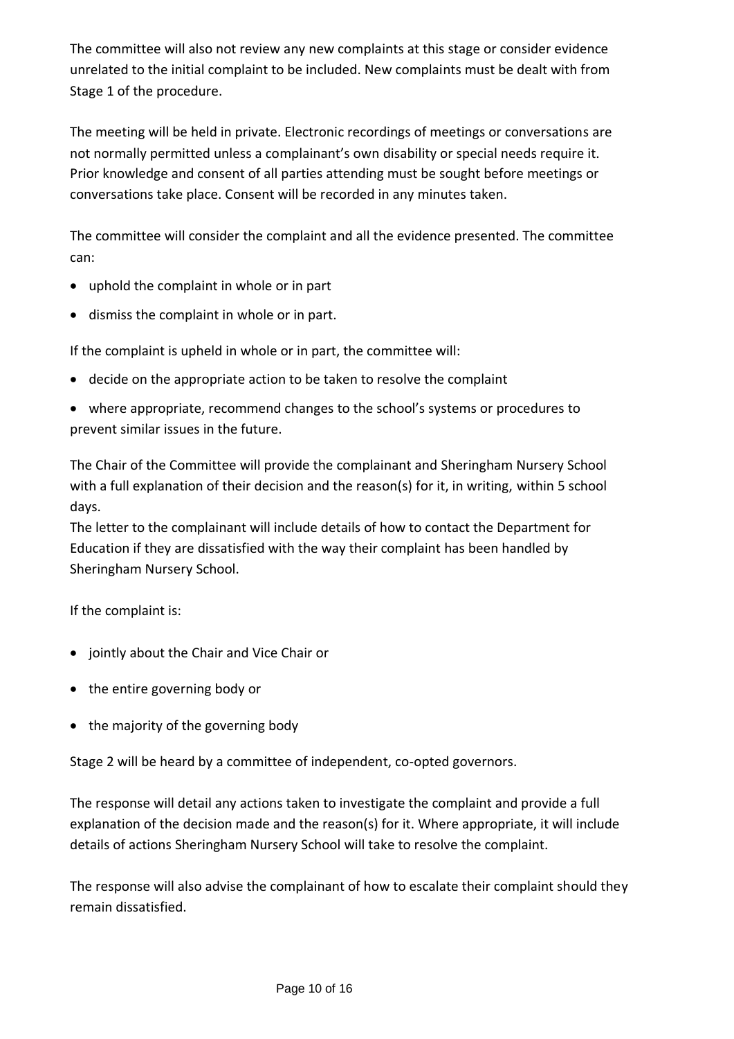The committee will also not review any new complaints at this stage or consider evidence unrelated to the initial complaint to be included. New complaints must be dealt with from Stage 1 of the procedure.

The meeting will be held in private. Electronic recordings of meetings or conversations are not normally permitted unless a complainant's own disability or special needs require it. Prior knowledge and consent of all parties attending must be sought before meetings or conversations take place. Consent will be recorded in any minutes taken.

The committee will consider the complaint and all the evidence presented. The committee can:

- uphold the complaint in whole or in part
- dismiss the complaint in whole or in part.

If the complaint is upheld in whole or in part, the committee will:

- decide on the appropriate action to be taken to resolve the complaint
- where appropriate, recommend changes to the school's systems or procedures to prevent similar issues in the future.

The Chair of the Committee will provide the complainant and Sheringham Nursery School with a full explanation of their decision and the reason(s) for it, in writing, within 5 school days.
The letter to the complainant will include details of how to contact the Department for Education if they are dissatisfied with the way their complaint has been handled by Sheringham Nursery School.

If the complaint is:

- jointly about the Chair and Vice Chair or
- the entire governing body or
- the majority of the governing body

Stage 2 will be heard by a committee of independent, co-opted governors.

The response will detail any actions taken to investigate the complaint and provide a full explanation of the decision made and the reason(s) for it. Where appropriate, it will include details of actions Sheringham Nursery School will take to resolve the complaint.

The response will also advise the complainant of how to escalate their complaint should they remain dissatisfied.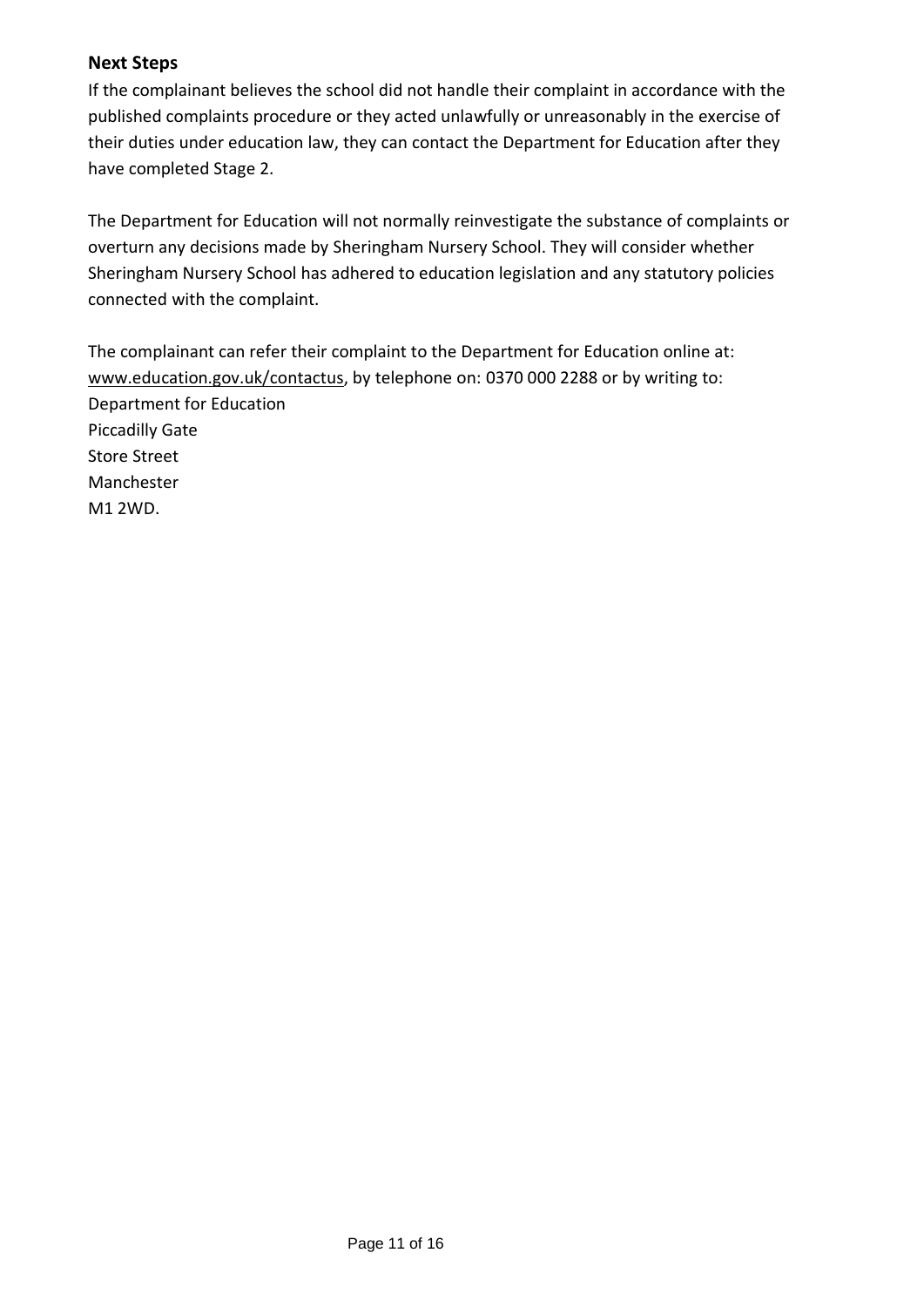### Next Steps

If the complainant believes the school did not handle their complaint in accordance with the published complaints procedure or they acted unlawfully or unreasonably in the exercise of their duties under education law, they can contact the Department for Education after they have completed Stage 2.

The Department for Education will not normally reinvestigate the substance of complaints or overturn any decisions made by Sheringham Nursery School. They will consider whether Sheringham Nursery School has adhered to education legislation and any statutory policies connected with the complaint.

The complainant can refer their complaint to the Department for Education online at: www.education.gov.uk/contactus, by telephone on: 0370 000 2288 or by writing to:
Department for Education
Piccadilly Gate
Store Street
Manchester
M1 2WD.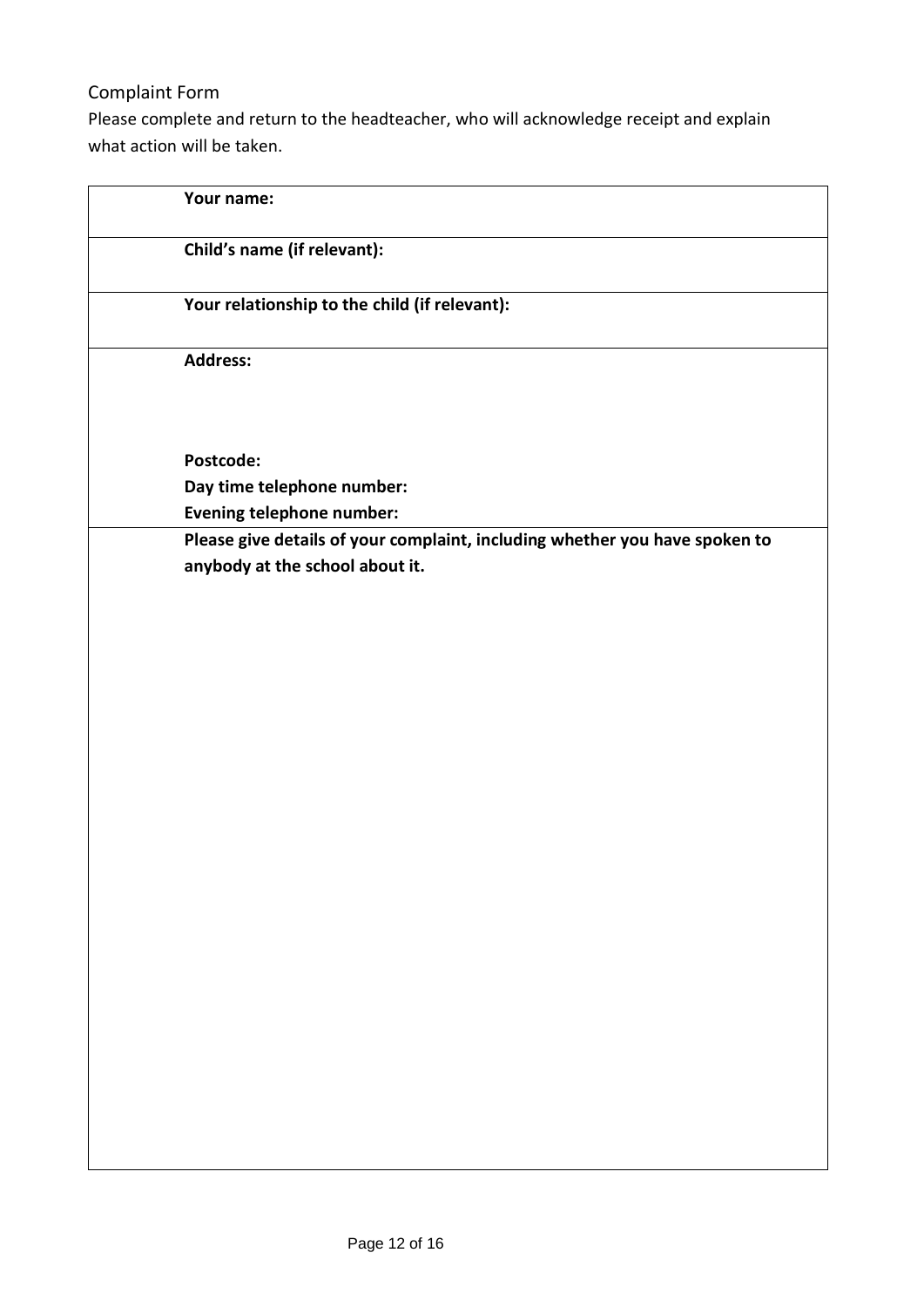## Complaint Form

Please complete and return to the headteacher, who will acknowledge receipt and explain what action will be taken.

| |
|---|
| **Your name:** |
| **Child's name (if relevant):** |
| **Your relationship to the child (if relevant):** |
| **Address:**<br><br><br>**Postcode:**<br>**Day time telephone number:**<br>**Evening telephone number:** |
| **Please give details of your complaint, including whether you have spoken to anybody at the school about it.** |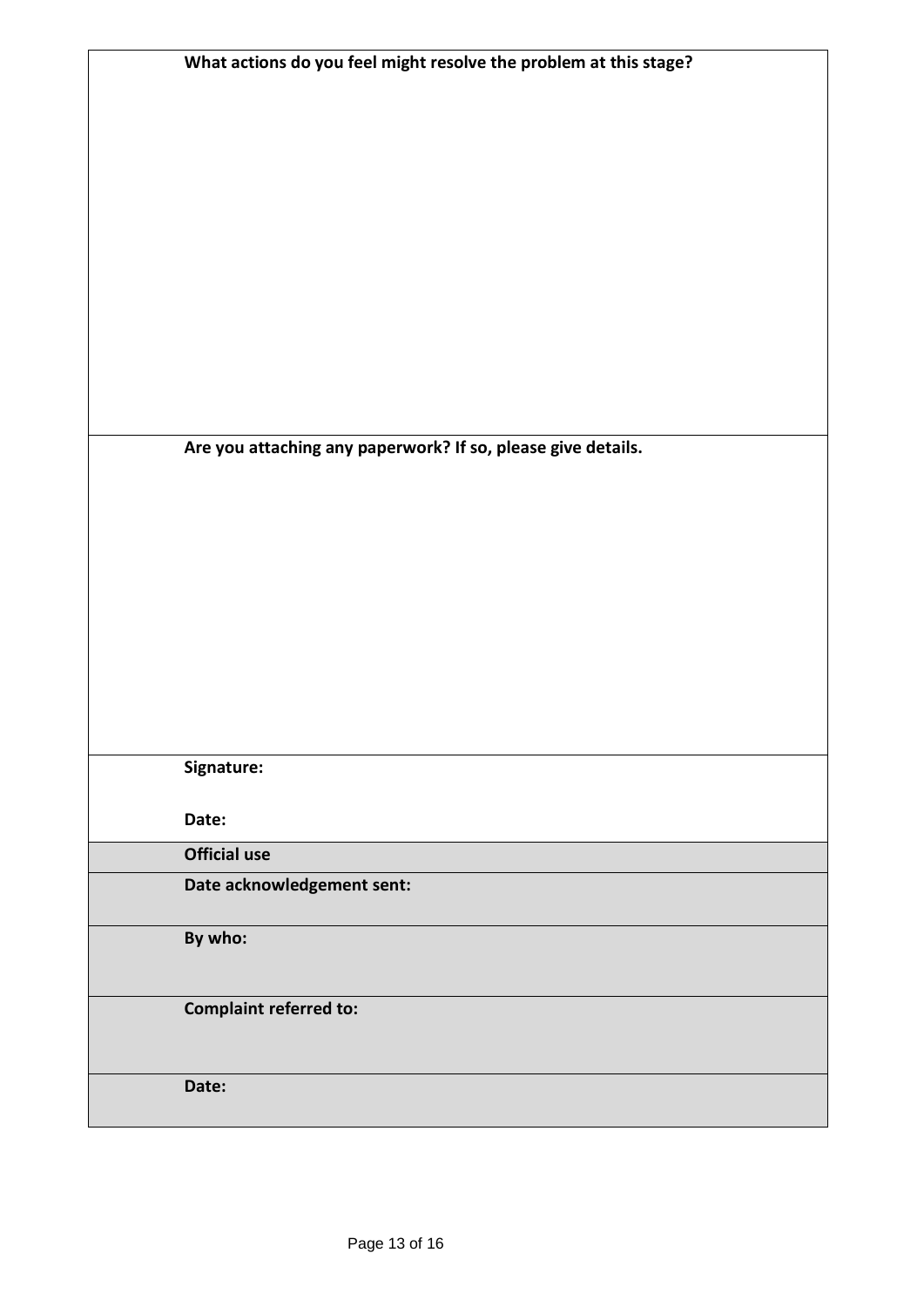| **What actions do you feel might resolve the problem at this stage?** |
|---|
| **Are you attaching any paperwork? If so, please give details.** |
| **Signature:**<br><br>**Date:** |
| **Official use** |
| **Date acknowledgement sent:** |
| **By who:** |
| **Complaint referred to:** |
| **Date:** |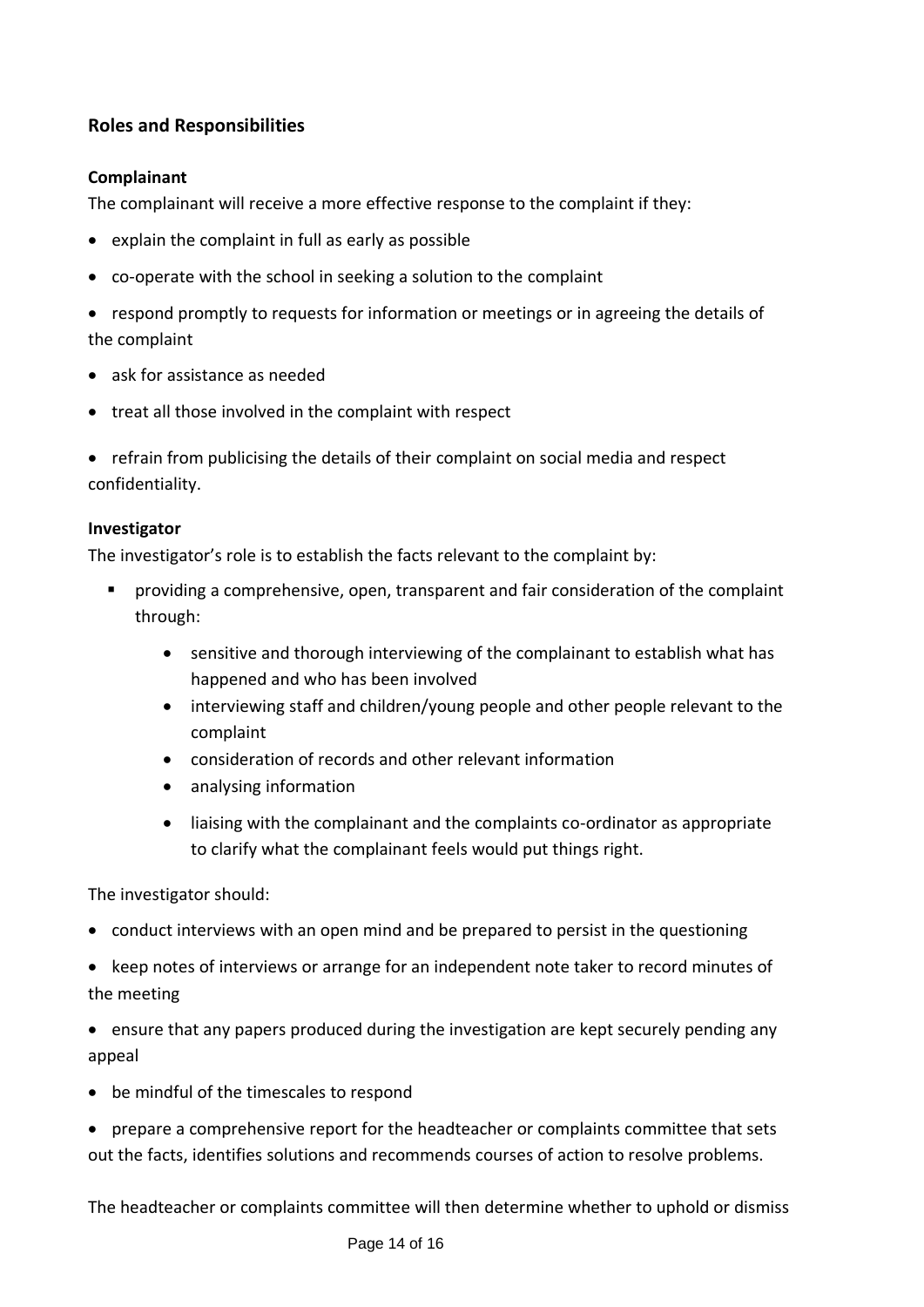## Roles and Responsibilities

### Complainant

The complainant will receive a more effective response to the complaint if they:

- explain the complaint in full as early as possible
- co-operate with the school in seeking a solution to the complaint
- respond promptly to requests for information or meetings or in agreeing the details of the complaint
- ask for assistance as needed
- treat all those involved in the complaint with respect
- refrain from publicising the details of their complaint on social media and respect confidentiality.

### Investigator

The investigator's role is to establish the facts relevant to the complaint by:

- providing a comprehensive, open, transparent and fair consideration of the complaint through:
  - sensitive and thorough interviewing of the complainant to establish what has happened and who has been involved
  - interviewing staff and children/young people and other people relevant to the complaint
  - consideration of records and other relevant information
  - analysing information
  - liaising with the complainant and the complaints co-ordinator as appropriate to clarify what the complainant feels would put things right.

The investigator should:

- conduct interviews with an open mind and be prepared to persist in the questioning
- keep notes of interviews or arrange for an independent note taker to record minutes of the meeting
- ensure that any papers produced during the investigation are kept securely pending any appeal
- be mindful of the timescales to respond
- prepare a comprehensive report for the headteacher or complaints committee that sets out the facts, identifies solutions and recommends courses of action to resolve problems.

The headteacher or complaints committee will then determine whether to uphold or dismiss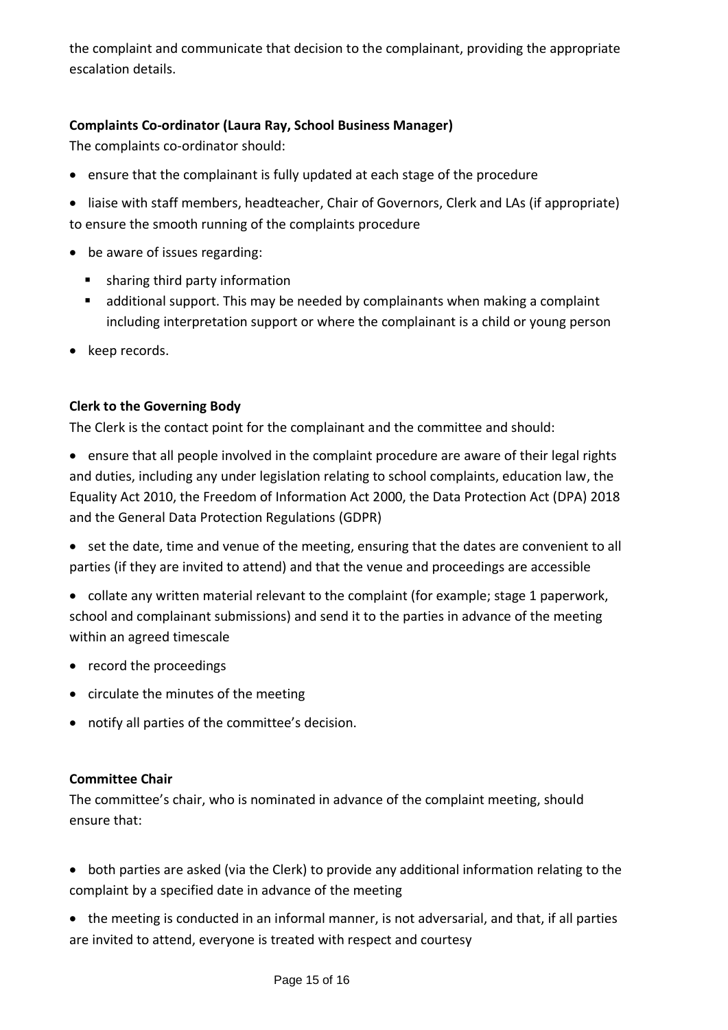the complaint and communicate that decision to the complainant, providing the appropriate escalation details.

**Complaints Co-ordinator (Laura Ray, School Business Manager)**

The complaints co-ordinator should:

- ensure that the complainant is fully updated at each stage of the procedure
- liaise with staff members, headteacher, Chair of Governors, Clerk and LAs (if appropriate) to ensure the smooth running of the complaints procedure
- be aware of issues regarding:
  - sharing third party information
  - additional support. This may be needed by complainants when making a complaint including interpretation support or where the complainant is a child or young person
- keep records.

**Clerk to the Governing Body**

The Clerk is the contact point for the complainant and the committee and should:

- ensure that all people involved in the complaint procedure are aware of their legal rights and duties, including any under legislation relating to school complaints, education law, the Equality Act 2010, the Freedom of Information Act 2000, the Data Protection Act (DPA) 2018 and the General Data Protection Regulations (GDPR)
- set the date, time and venue of the meeting, ensuring that the dates are convenient to all parties (if they are invited to attend) and that the venue and proceedings are accessible
- collate any written material relevant to the complaint (for example; stage 1 paperwork, school and complainant submissions) and send it to the parties in advance of the meeting within an agreed timescale
- record the proceedings
- circulate the minutes of the meeting
- notify all parties of the committee's decision.

**Committee Chair**

The committee's chair, who is nominated in advance of the complaint meeting, should ensure that:

- both parties are asked (via the Clerk) to provide any additional information relating to the complaint by a specified date in advance of the meeting
- the meeting is conducted in an informal manner, is not adversarial, and that, if all parties are invited to attend, everyone is treated with respect and courtesy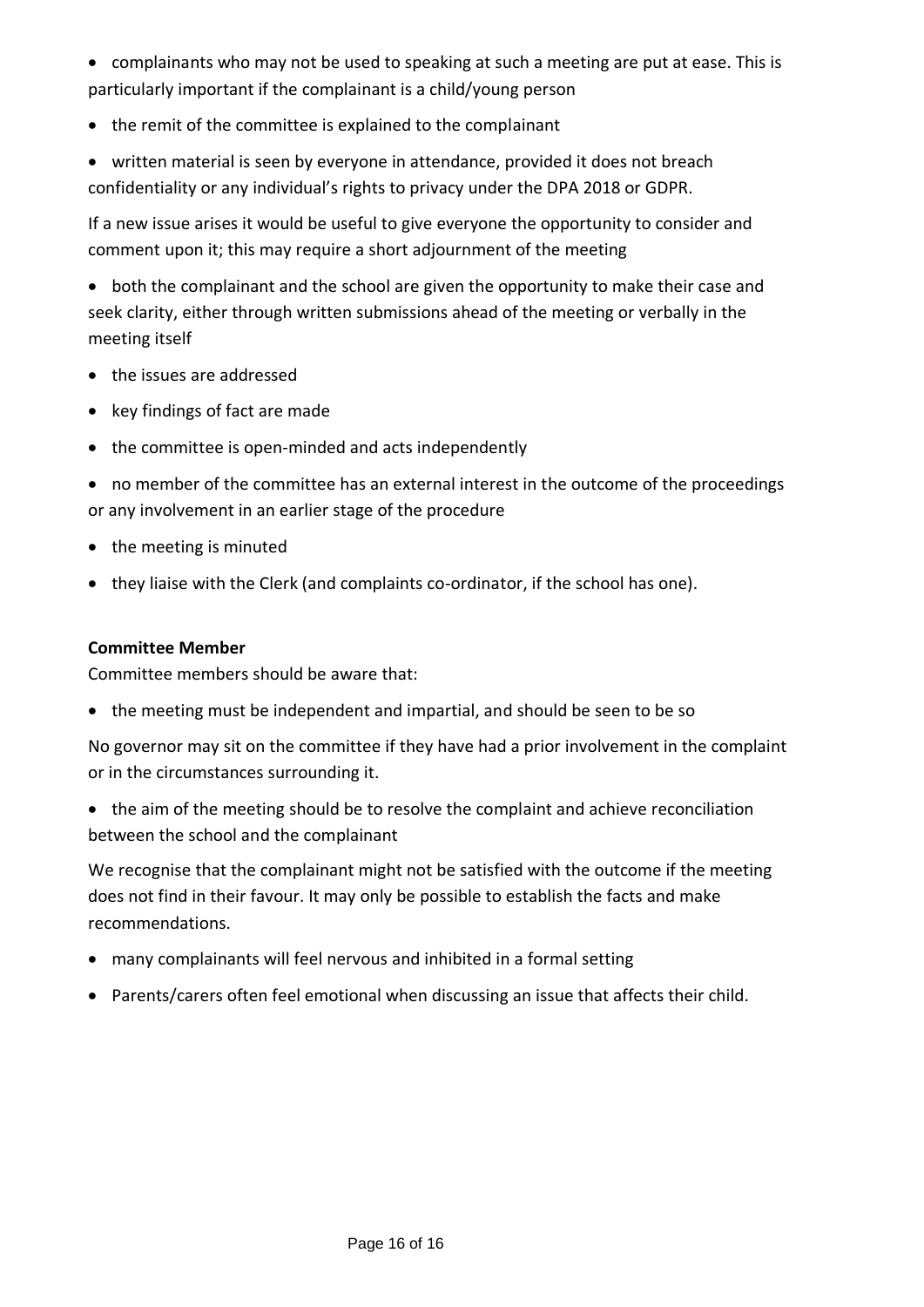- complainants who may not be used to speaking at such a meeting are put at ease. This is particularly important if the complainant is a child/young person
- the remit of the committee is explained to the complainant
- written material is seen by everyone in attendance, provided it does not breach confidentiality or any individual's rights to privacy under the DPA 2018 or GDPR.

If a new issue arises it would be useful to give everyone the opportunity to consider and comment upon it; this may require a short adjournment of the meeting

- both the complainant and the school are given the opportunity to make their case and seek clarity, either through written submissions ahead of the meeting or verbally in the meeting itself
- the issues are addressed
- key findings of fact are made
- the committee is open-minded and acts independently
- no member of the committee has an external interest in the outcome of the proceedings or any involvement in an earlier stage of the procedure
- the meeting is minuted
- they liaise with the Clerk (and complaints co-ordinator, if the school has one).

**Committee Member**

Committee members should be aware that:

- the meeting must be independent and impartial, and should be seen to be so

No governor may sit on the committee if they have had a prior involvement in the complaint or in the circumstances surrounding it.

- the aim of the meeting should be to resolve the complaint and achieve reconciliation between the school and the complainant

We recognise that the complainant might not be satisfied with the outcome if the meeting does not find in their favour. It may only be possible to establish the facts and make recommendations.

- many complainants will feel nervous and inhibited in a formal setting
- Parents/carers often feel emotional when discussing an issue that affects their child.